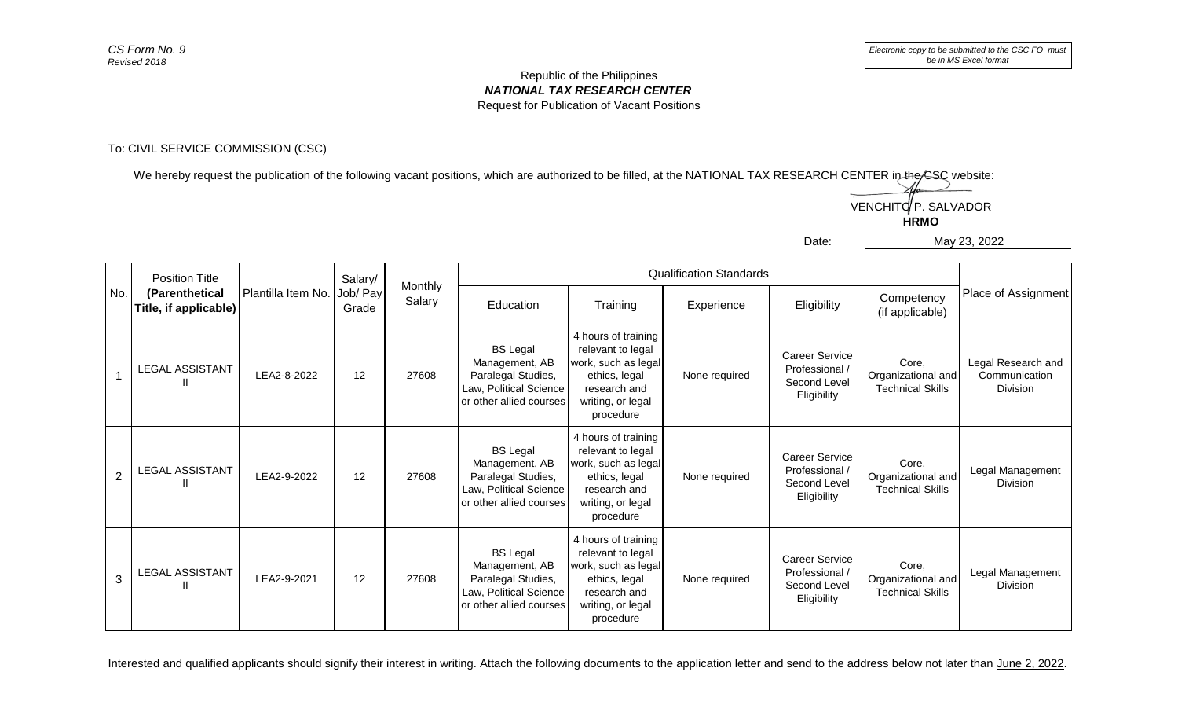*CS Form No. 9*
*Revised 2018*

*Electronic copy to be submitted to the CSC FO must be in MS Excel format*

Republic of the Philippines
***NATIONAL TAX RESEARCH CENTER***
Request for Publication of Vacant Positions

To: CIVIL SERVICE COMMISSION (CSC)

We hereby request the publication of the following vacant positions, which are authorized to be filled, at the NATIONAL TAX RESEARCH CENTER in the CSC website:

VENCHITO P. SALVADOR
**HRMO**

Date: May 23, 2022

| No. | Position Title **(Parenthetical Title, if applicable)** | Plantilla Item No. | Salary/ Job/ Pay Grade | Monthly Salary | Qualification Standards | | | | | Place of Assignment |
|---|---|---|---|---|---|---|---|---|---|---|
| | | | | | Education | Training | Experience | Eligibility | Competency (if applicable) | |
| 1 | LEGAL ASSISTANT II | LEA2-8-2022 | 12 | 27608 | BS Legal Management, AB Paralegal Studies, Law, Political Science or other allied courses | 4 hours of training relevant to legal work, such as legal ethics, legal research and writing, or legal procedure | None required | Career Service Professional / Second Level Eligibility | Core, Organizational and Technical Skills | Legal Research and Communication Division |
| 2 | LEGAL ASSISTANT II | LEA2-9-2022 | 12 | 27608 | BS Legal Management, AB Paralegal Studies, Law, Political Science or other allied courses | 4 hours of training relevant to legal work, such as legal ethics, legal research and writing, or legal procedure | None required | Career Service Professional / Second Level Eligibility | Core, Organizational and Technical Skills | Legal Management Division |
| 3 | LEGAL ASSISTANT II | LEA2-9-2021 | 12 | 27608 | BS Legal Management, AB Paralegal Studies, Law, Political Science or other allied courses | 4 hours of training relevant to legal work, such as legal ethics, legal research and writing, or legal procedure | None required | Career Service Professional / Second Level Eligibility | Core, Organizational and Technical Skills | Legal Management Division |

Interested and qualified applicants should signify their interest in writing. Attach the following documents to the application letter and send to the address below not later than June 2, 2022.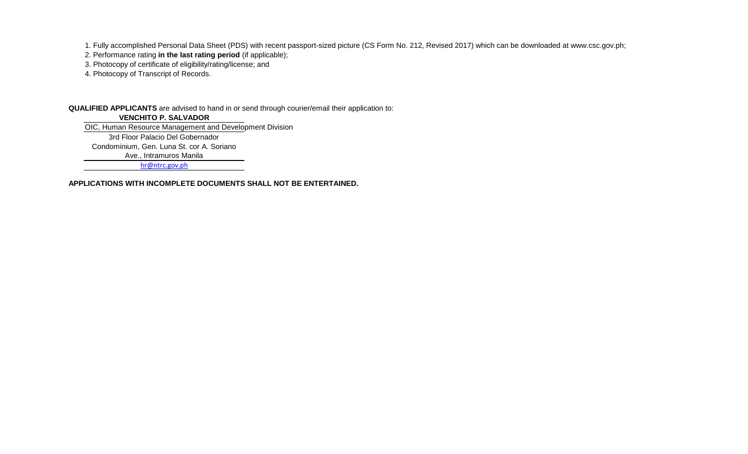1. Fully accomplished Personal Data Sheet (PDS) with recent passport-sized picture (CS Form No. 212, Revised 2017) which can be downloaded at www.csc.gov.ph;
2. Performance rating **in the last rating period** (if applicable);
3. Photocopy of certificate of eligibility/rating/license; and
4. Photocopy of Transcript of Records.

**QUALIFIED APPLICANTS** are advised to hand in or send through courier/email their application to:

**VENCHITO P. SALVADOR**
OIC, Human Resource Management and Development Division
3rd Floor Palacio Del Gobernador
Condominium, Gen. Luna St. cor A. Soriano
Ave., Intramuros Manila
hr@ntrc.gov.ph

**APPLICATIONS WITH INCOMPLETE DOCUMENTS SHALL NOT BE ENTERTAINED.**